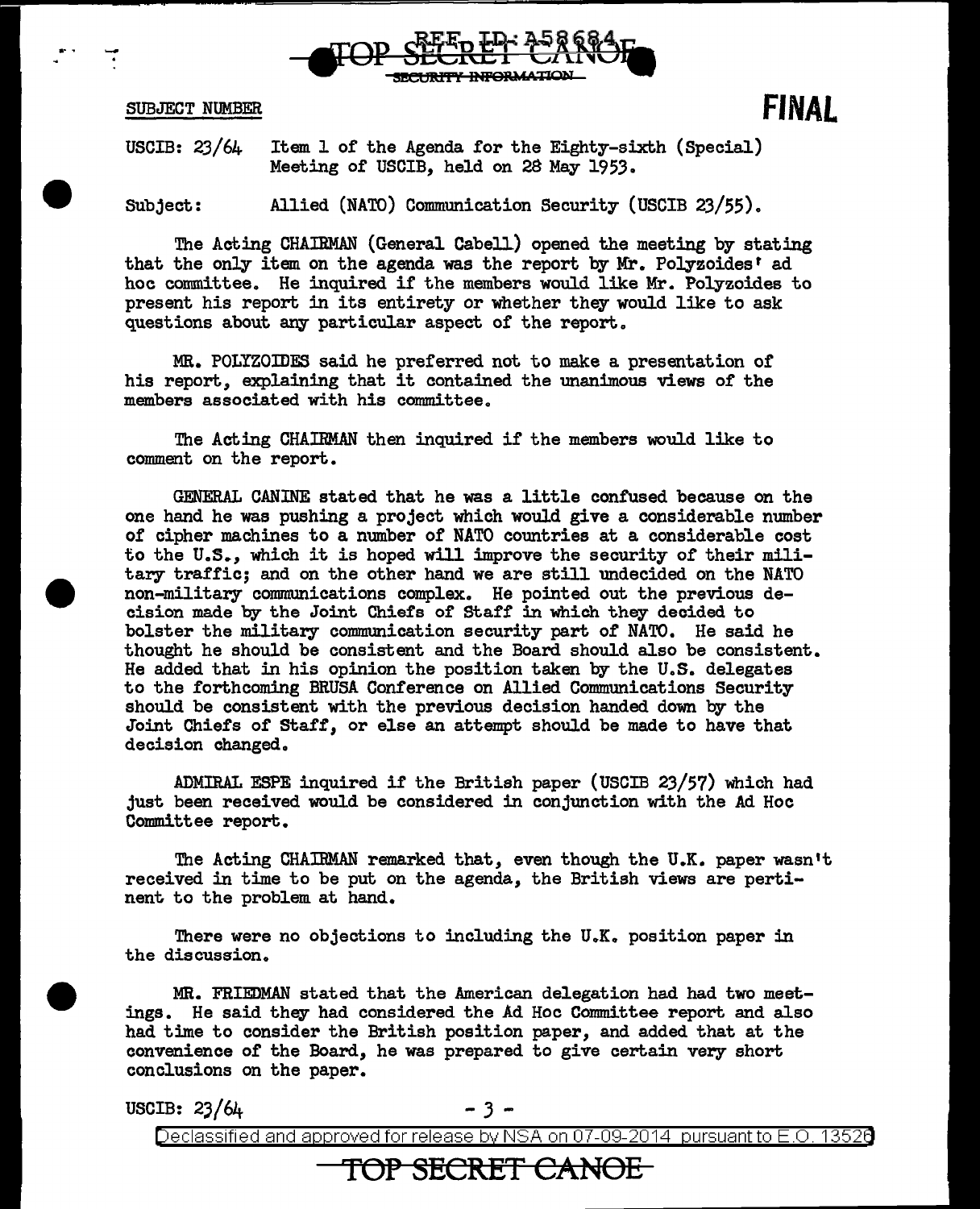SUBJECT NUMBER

**FINAL**

USCIB: 23/64 Item 1 of the Agenda for the Eighty-sixth (Special) Meeting of USCIB, held on 28 May 1953.

Subject: Allied (NATO) Communication Security (USCIB 23/55).

The Acting CHAIRMAN (General Cabell) opened the meeting by stating that the only item on the agenda was the report by Mr. Polyzoides' ad hoc committee. He inquired if the members would like Mr. Polyzoides to present his report in its entirety or whether they would like to ask questions about any particular aspect of the report.

MR. POLYZOIDES said he preferred not to make a presentation of his report, explaining that it contained the unanimous views of the members associated with his committee.

The Acting CHAIRMAN then inquired if the members would like to comment on the report.

GENERAL CANINE stated that he was a little confused because on the one hand he was pushing a project which would give a considerable number of cipher machines to a number of NATO countries at a considerable cost to the U.S., which it is hoped will improve the security of their military traffic; and on the other hand we are still undecided on the NATO non-military communications complex. He pointed out the previous decision made by the Joint Chiefs of Staff in which they decided to bolster the military communication security part of NATO. He said he thought he should be consistent and the Board should also be consistent. He added that in his opinion the position taken by the U.S. delegates to the forthcoming BRUSA Conference on Allied Communications Security should be consistent with the previous decision handed down by the Joint Chiefs of Staff, or else an attempt should be made to have that decision changed.

ADMIRAL ESPE inquired if the British paper (USCIB 23/57) which had just been received would be considered in conjunction with the Ad Hoc Committee report.

The Acting CHAIRMAN remarked that, even though the U.K. paper wasn't received in time to be put on the agenda, the British views are pertinent to the problem at hand.

There were no objections to including the U.K. position paper in the discussion.

MR. FRIEDMAN stated that the American delegation had had two meetings. He said they had considered the Ad Hoc Committee report and also had time to consider the British position paper, and added that at the convenience of the Board, he was prepared to give certain very short conclusions on the paper.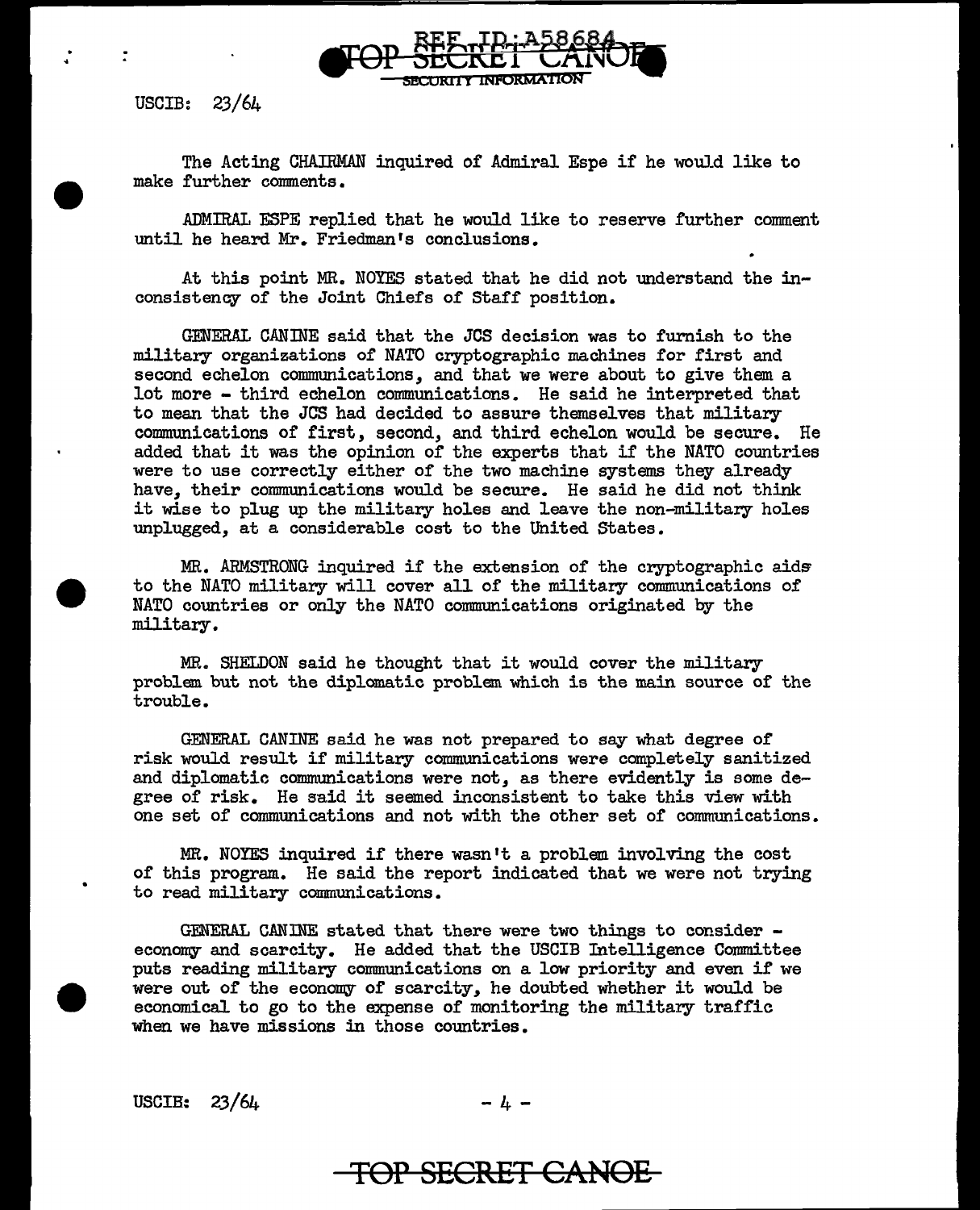USCIB: 23/64

The Acting CHAIRMAN inquired of Admiral Espe if he would like to make further comments.

ADMIRAL ESPE replied that he would like to reserve further comment until he heard Mr. Friedman's conclusions.

At this point MR. NOYES stated that he did not understand the inconsistency of the Joint Chiefs of Staff position.

GENERAL CANINE said that the JCS decision was to furnish to the military organizations of NATO cryptographic machines for first and second echelon communications, and that we were about to give them a lot more - third echelon communications. He said he interpreted that to mean that the JCS had decided to assure themselves that military communications of first, second, and third echelon would be secure. He added that it was the opinion of the experts that if the NATO countries were to use correctly either of the two machine systems they already have, their communications would be secure. He said he did not think it wise to plug up the military holes and leave the non-military holes unplugged, at a considerable cost to the United States.

MR. ARMSTRONG inquired if the extension of the cryptographic aids to the NATO military will cover all of the military communications of NATO countries or only the NATO communications originated by the military.

MR. SHELDON said he thought that it would cover the military problem but not the diplomatic problem which is the main source of the trouble.

GENERAL CANINE said he was not prepared to say what degree of risk would result if military communications were completely sanitized and diplomatic communications were not, as there evidently is some degree of risk. He said it seemed inconsistent to take this view with one set of communications and not with the other set of communications.

MR. NOYES inquired if there wasn't a problem involving the cost of this program. He said the report indicated that we were not trying to read military communications.

GENERAL CANINE stated that there were two things to consider - economy and scarcity. He added that the USCIB Intelligence Committee puts reading military communications on a low priority and even if we were out of the economy of scarcity, he doubted whether it would be economical to go to the expense of monitoring the military traffic when we have missions in those countries.

USCIB: 23/64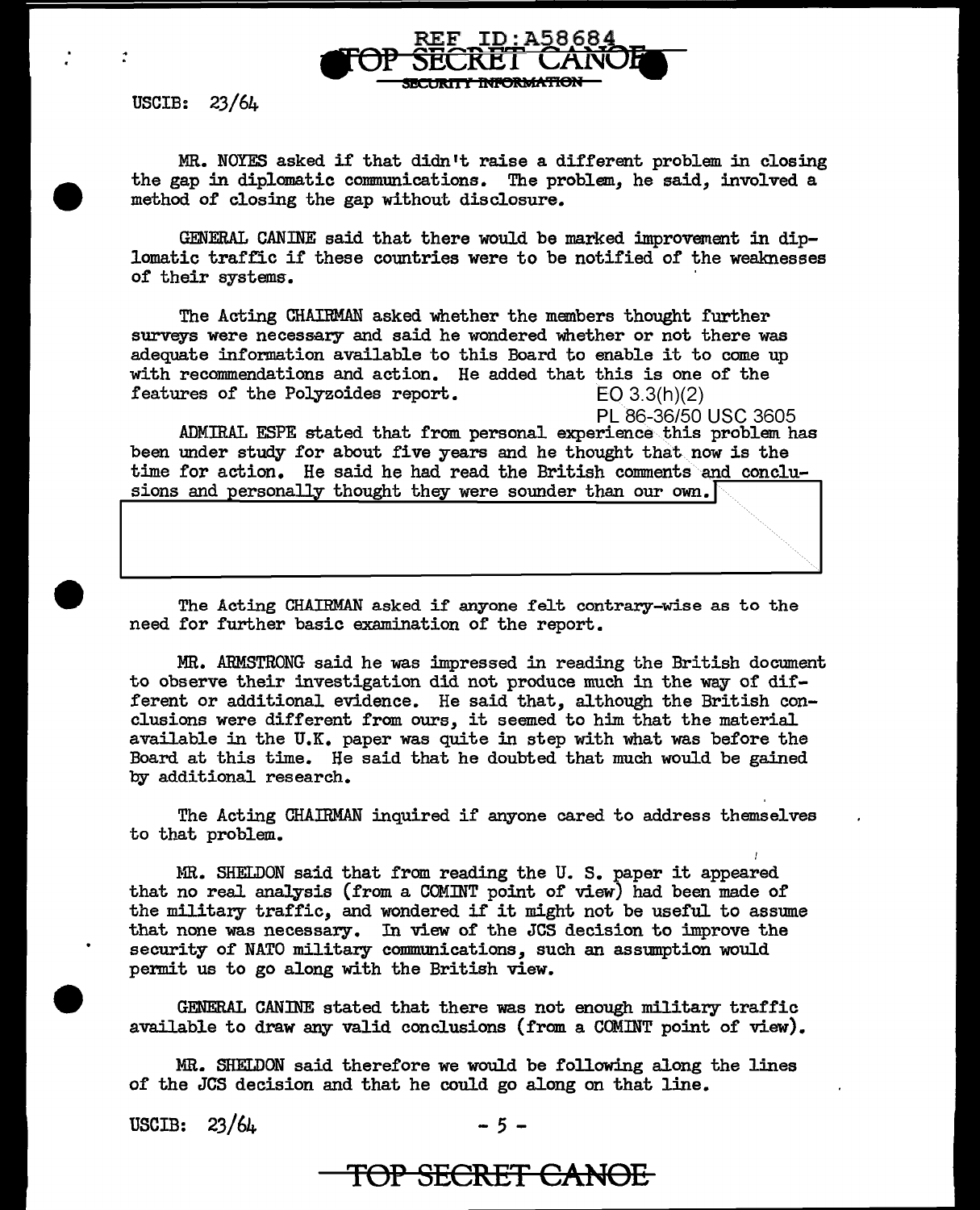USCIB: 23/64

MR. NOYES asked if that didn't raise a different problem in closing the gap in diplomatic communications. The problem, he said, involved a method of closing the gap without disclosure.

GENERAL CANINE said that there would be marked improvement in diplomatic traffic if these countries were to be notified of the weaknesses of their systems.

The Acting CHAIRMAN asked whether the members thought further surveys were necessary and said he wondered whether or not there was adequate information available to this Board to enable it to come up with recommendations and action. He added that this is one of the features of the Polyzoides report.

EO 3.3(h)(2)
PL 86-36/50 USC 3605

ADMIRAL ESPE stated that from personal experience this problem has been under study for about five years and he thought that now is the time for action. He said he had read the British comments and conclusions and personally thought they were sounder than our own.

The Acting CHAIRMAN asked if anyone felt contrary-wise as to the need for further basic examination of the report.

MR. ARMSTRONG said he was impressed in reading the British document to observe their investigation did not produce much in the way of different or additional evidence. He said that, although the British conclusions were different from ours, it seemed to him that the material available in the U.K. paper was quite in step with what was before the Board at this time. He said that he doubted that much would be gained by additional research.

The Acting CHAIRMAN inquired if anyone cared to address themselves to that problem.

MR. SHELDON said that from reading the U. S. paper it appeared that no real analysis (from a COMINT point of view) had been made of the military traffic, and wondered if it might not be useful to assume that none was necessary. In view of the JCS decision to improve the security of NATO military communications, such an assumption would permit us to go along with the British view.

GENERAL CANINE stated that there was not enough military traffic available to draw any valid conclusions (from a COMINT point of view).

MR. SHELDON said therefore we would be following along the lines of the JCS decision and that he could go along on that line.

USCIB: 23/64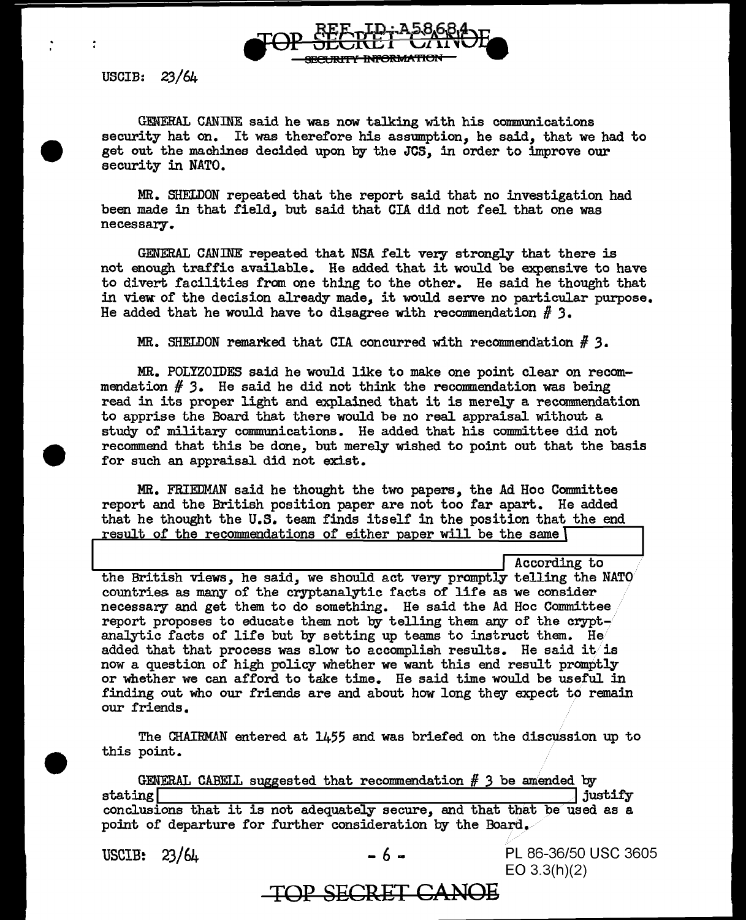GENERAL CANINE said he was now talking with his communications security hat on. It was therefore his assumption, he said, that we had to get out the machines decided upon by the JCS, in order to improve our security in NATO.

MR. SHELDON repeated that the report said that no investigation had been made in that field, but said that CIA did not feel that one was necessary.

GENERAL CANINE repeated that NSA felt very strongly that there is not enough traffic available. He added that it would be expensive to have to divert facilities from one thing to the other. He said he thought that in view of the decision already made, it would serve no particular purpose. He added that he would have to disagree with recommendation # 3.

MR. SHELDON remarked that CIA concurred with recommendation # 3.

MR. POLYZOIDES said he would like to make one point clear on recommendation # 3. He said he did not think the recommendation was being read in its proper light and explained that it is merely a recommendation to apprise the Board that there would be no real appraisal without a study of military communications. He added that his committee did not recommend that this be done, but merely wished to point out that the basis for such an appraisal did not exist.

MR. FRIEDMAN said he thought the two papers, the Ad Hoc Committee report and the British position paper are not too far apart. He added that he thought the U.S. team finds itself in the position that the end result of the recommendations of either paper will be the same [REDACTED] According to the British views, he said, we should act very promptly telling the NATO countries as many of the cryptanalytic facts of life as we consider necessary and get them to do something. He said the Ad Hoc Committee report proposes to educate them not by telling them any of the cryptanalytic facts of life but by setting up teams to instruct them. He added that that process was slow to accomplish results. He said it is now a question of high policy whether we want this end result promptly or whether we can afford to take time. He said time would be useful in finding out who our friends are and about how long they expect to remain our friends.

The CHAIRMAN entered at 1455 and was briefed on the discussion up to this point.

GENERAL CABELL suggested that recommendation # 3 be amended by stating [REDACTED] justify conclusions that it is not adequately secure, and that that be used as a point of departure for further consideration by the Board.

PL 86-36/50 USC 3605
EO 3.3(h)(2)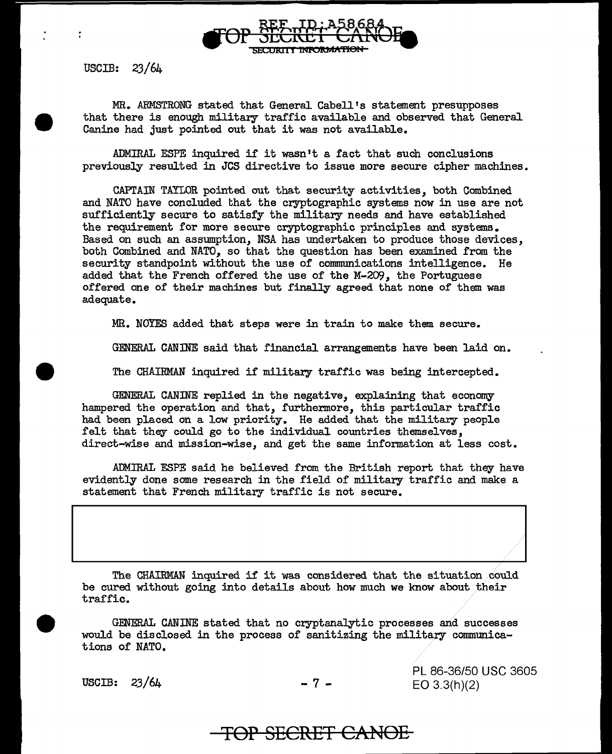MR. ARMSTRONG stated that General Cabell's statement presupposes that there is enough military traffic available and observed that General Canine had just pointed out that it was not available.

ADMIRAL ESPE inquired if it wasn't a fact that such conclusions previously resulted in JCS directive to issue more secure cipher machines.

CAPTAIN TAYLOR pointed out that security activities, both Combined and NATO have concluded that the cryptographic systems now in use are not sufficiently secure to satisfy the military needs and have established the requirement for more secure cryptographic principles and systems. Based on such an assumption, NSA has undertaken to produce those devices, both Combined and NATO, so that the question has been examined from the security standpoint without the use of communications intelligence. He added that the French offered the use of the M-209, the Portuguese offered one of their machines but finally agreed that none of them was adequate.

MR. NOYES added that steps were in train to make them secure.

GENERAL CANINE said that financial arrangements have been laid on.

The CHAIRMAN inquired if military traffic was being intercepted.

GENERAL CANINE replied in the negative, explaining that economy hampered the operation and that, furthermore, this particular traffic had been placed on a low priority. He added that the military people felt that they could go to the individual countries themselves, direct-wise and mission-wise, and get the same information at less cost.

ADMIRAL ESPE said he believed from the British report that they have evidently done some research in the field of military traffic and make a statement that French military traffic is not secure.

The CHAIRMAN inquired if it was considered that the situation could be cured without going into details about how much we know about their traffic.

GENERAL CANINE stated that no cryptanalytic processes and successes would be disclosed in the process of sanitizing the military communications of NATO.

PL 86-36/50 USC 3605
EO 3.3(h)(2)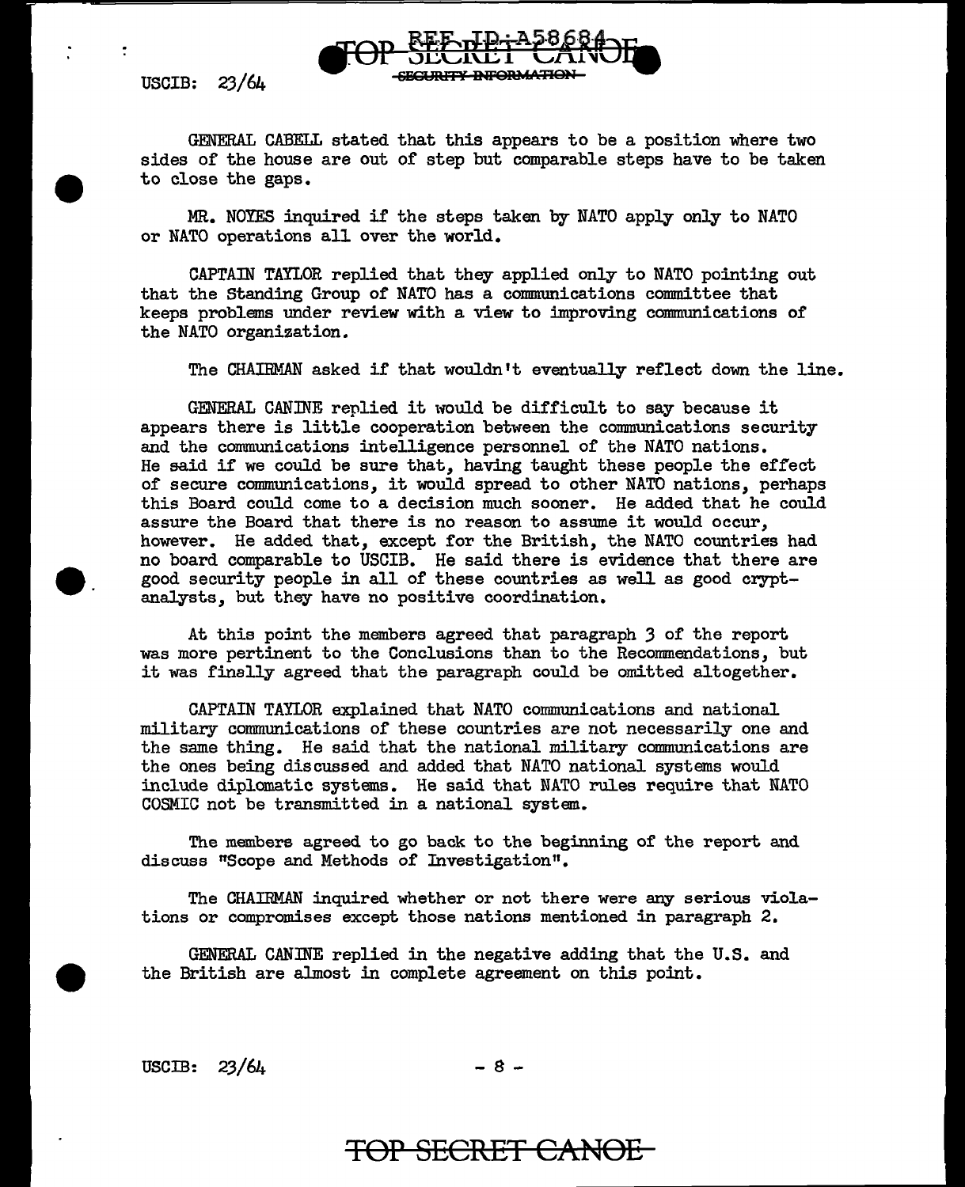GENERAL CABELL stated that this appears to be a position where two sides of the house are out of step but comparable steps have to be taken to close the gaps.

MR. NOYES inquired if the steps taken by NATO apply only to NATO or NATO operations all over the world.

CAPTAIN TAYLOR replied that they applied only to NATO pointing out that the Standing Group of NATO has a communications committee that keeps problems under review with a view to improving communications of the NATO organization.

The CHAIRMAN asked if that wouldn't eventually reflect down the line.

GENERAL CANINE replied it would be difficult to say because it appears there is little cooperation between the communications security and the communications intelligence personnel of the NATO nations. He said if we could be sure that, having taught these people the effect of secure communications, it would spread to other NATO nations, perhaps this Board could come to a decision much sooner. He added that he could assure the Board that there is no reason to assume it would occur, however. He added that, except for the British, the NATO countries had no board comparable to USCIB. He said there is evidence that there are good security people in all of these countries as well as good cryptanalysts, but they have no positive coordination.

At this point the members agreed that paragraph 3 of the report was more pertinent to the Conclusions than to the Recommendations, but it was finally agreed that the paragraph could be omitted altogether.

CAPTAIN TAYLOR explained that NATO communications and national military communications of these countries are not necessarily one and the same thing. He said that the national military communications are the ones being discussed and added that NATO national systems would include diplomatic systems. He said that NATO rules require that NATO COSMIC not be transmitted in a national system.

The members agreed to go back to the beginning of the report and discuss "Scope and Methods of Investigation".

The CHAIRMAN inquired whether or not there were any serious violations or compromises except those nations mentioned in paragraph 2.

GENERAL CANINE replied in the negative adding that the U.S. and the British are almost in complete agreement on this point.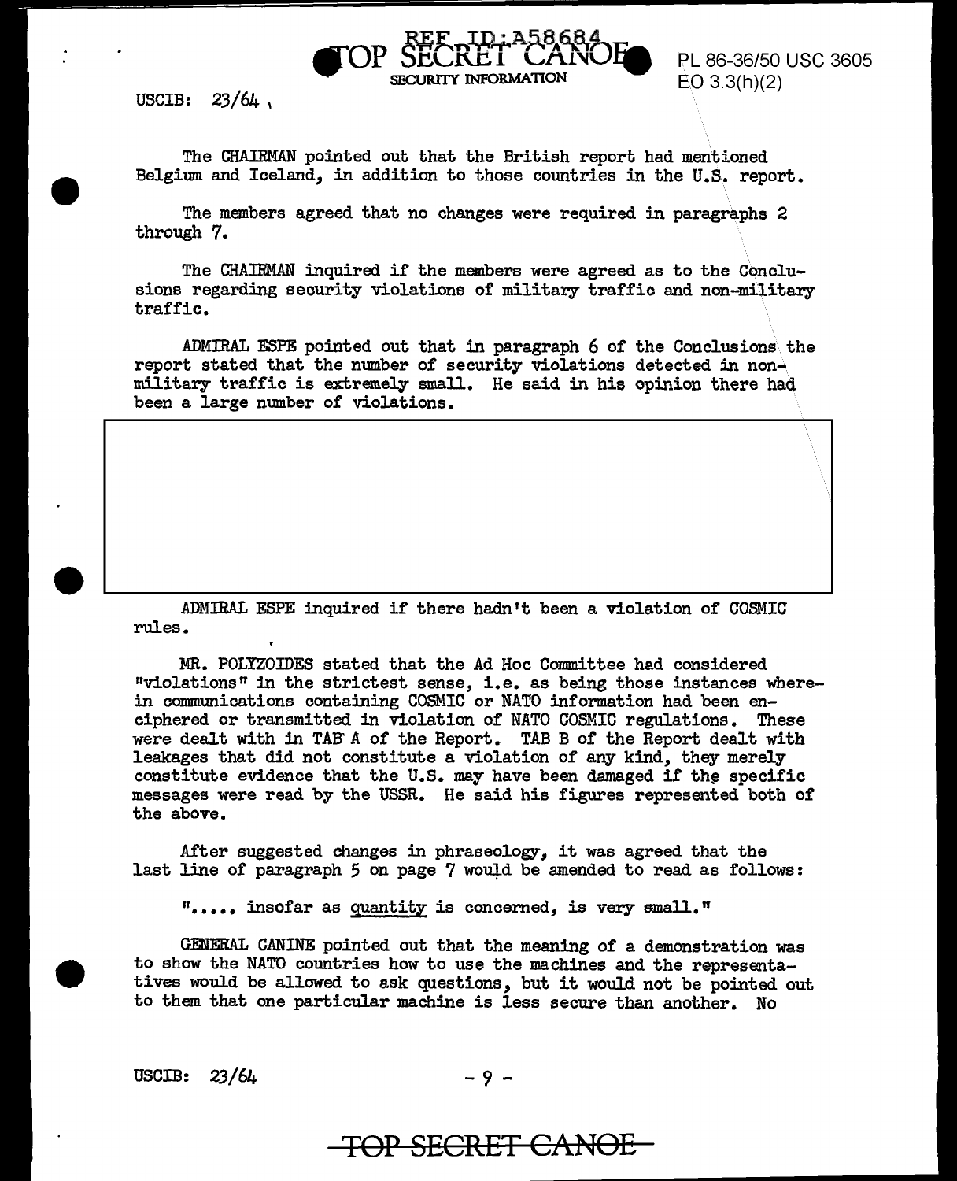USCIB: 23/64

The CHAIRMAN pointed out that the British report had mentioned Belgium and Iceland, in addition to those countries in the U.S. report.

The members agreed that no changes were required in paragraphs 2 through 7.

The CHAIRMAN inquired if the members were agreed as to the Conclusions regarding security violations of military traffic and non-military traffic.

ADMIRAL ESPE pointed out that in paragraph 6 of the Conclusions the report stated that the number of security violations detected in non-military traffic is extremely small. He said in his opinion there had been a large number of violations.

ADMIRAL ESPE inquired if there hadn't been a violation of COSMIC rules.

MR. POLYZOIDES stated that the Ad Hoc Committee had considered "violations" in the strictest sense, i.e. as being those instances wherein communications containing COSMIC or NATO information had been enciphered or transmitted in violation of NATO COSMIC regulations. These were dealt with in TAB A of the Report. TAB B of the Report dealt with leakages that did not constitute a violation of any kind, they merely constitute evidence that the U.S. may have been damaged if the specific messages were read by the USSR. He said his figures represented both of the above.

After suggested changes in phraseology, it was agreed that the last line of paragraph 5 on page 7 would be amended to read as follows:

"..... insofar as quantity is concerned, is very small."

GENERAL CANINE pointed out that the meaning of a demonstration was to show the NATO countries how to use the machines and the representatives would be allowed to ask questions, but it would not be pointed out to them that one particular machine is less secure than another. No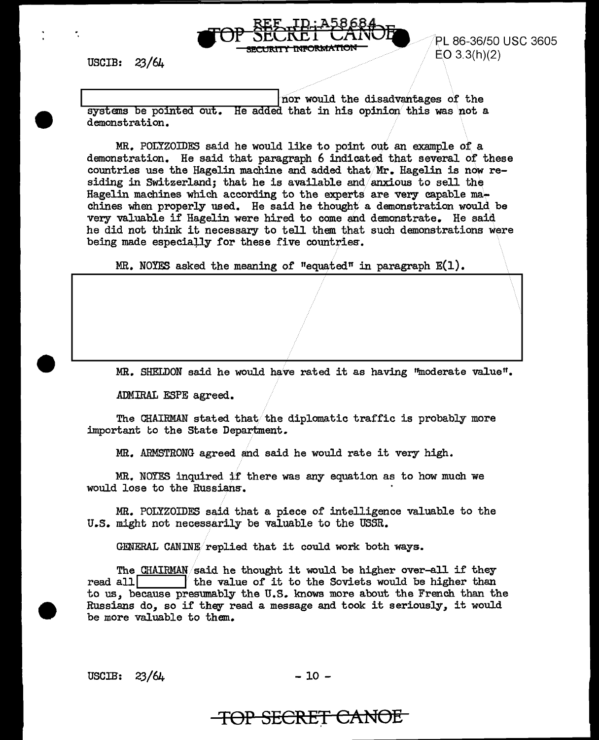nor would the disadvantages of the systems be pointed out. He added that in his opinion this was not a demonstration.

MR. POLYZOIDES said he would like to point out an example of a demonstration. He said that paragraph 6 indicated that several of these countries use the Hagelin machine and added that Mr. Hagelin is now residing in Switzerland; that he is available and anxious to sell the Hagelin machines which according to the experts are very capable machines when properly used. He said he thought a demonstration would be very valuable if Hagelin were hired to come and demonstrate. He said he did not think it necessary to tell them that such demonstrations were being made especially for these five countries.

MR. NOYES asked the meaning of "equated" in paragraph E(1).

MR. SHELDON said he would have rated it as having "moderate value".

ADMIRAL ESPE agreed.

The CHAIRMAN stated that the diplomatic traffic is probably more important to the State Department.

MR. ARMSTRONG agreed and said he would rate it very high.

MR. NOYES inquired if there was any equation as to how much we would lose to the Russians.

MR. POLYZOIDES said that a piece of intelligence valuable to the U.S. might not necessarily be valuable to the USSR.

GENERAL CANINE replied that it could work both ways.

The CHAIRMAN said he thought it would be higher over-all if they read all the value of it to the Soviets would be higher than to us, because presumably the U.S. knows more about the French than the Russians do, so if they read a message and took it seriously, it would be more valuable to them.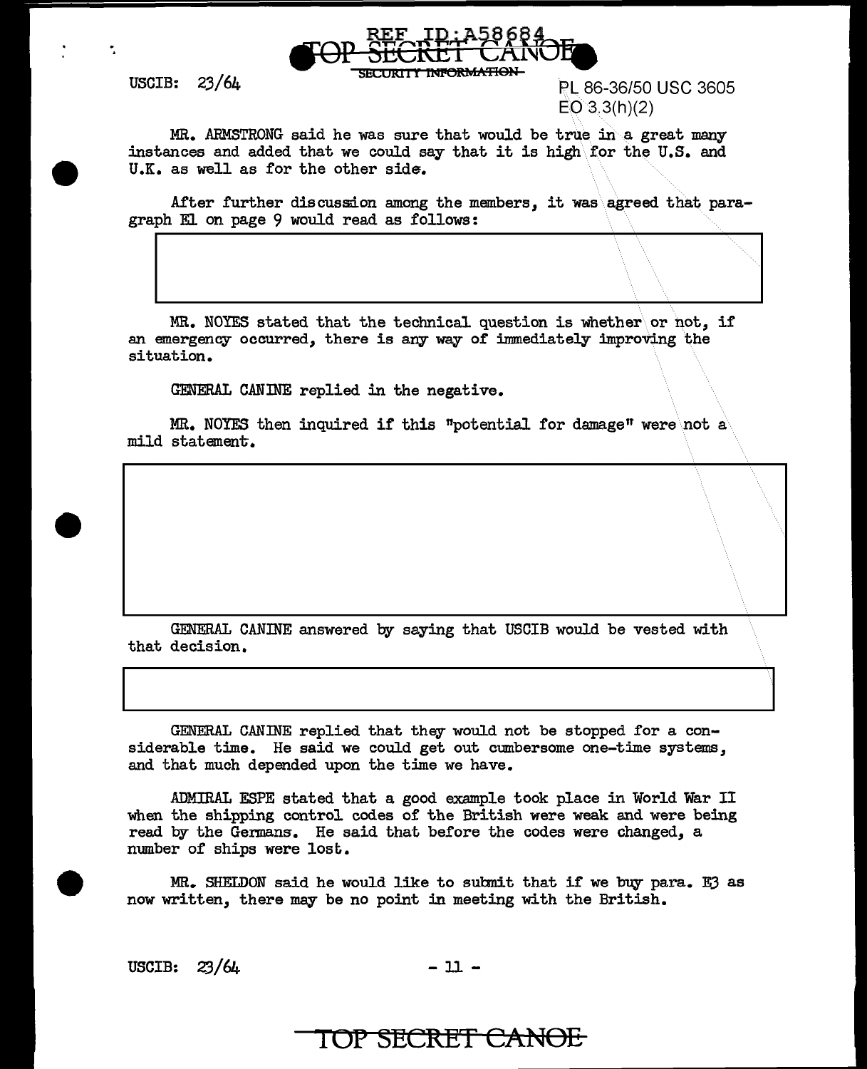MR. ARMSTRONG said he was sure that would be true in a great many instances and added that we could say that it is high for the U.S. and U.K. as well as for the other side.

After further discussion among the members, it was agreed that paragraph E1 on page 9 would read as follows:

MR. NOYES stated that the technical question is whether or not, if an emergency occurred, there is any way of immediately improving the situation.

GENERAL CANINE replied in the negative.

MR. NOYES then inquired if this "potential for damage" were not a mild statement.

GENERAL CANINE answered by saying that USCIB would be vested with that decision.

GENERAL CANINE replied that they would not be stopped for a considerable time. He said we could get out cumbersome one-time systems, and that much depended upon the time we have.

ADMIRAL ESPE stated that a good example took place in World War II when the shipping control codes of the British were weak and were being read by the Germans. He said that before the codes were changed, a number of ships were lost.

MR. SHELDON said he would like to submit that if we buy para. E3 as now written, there may be no point in meeting with the British.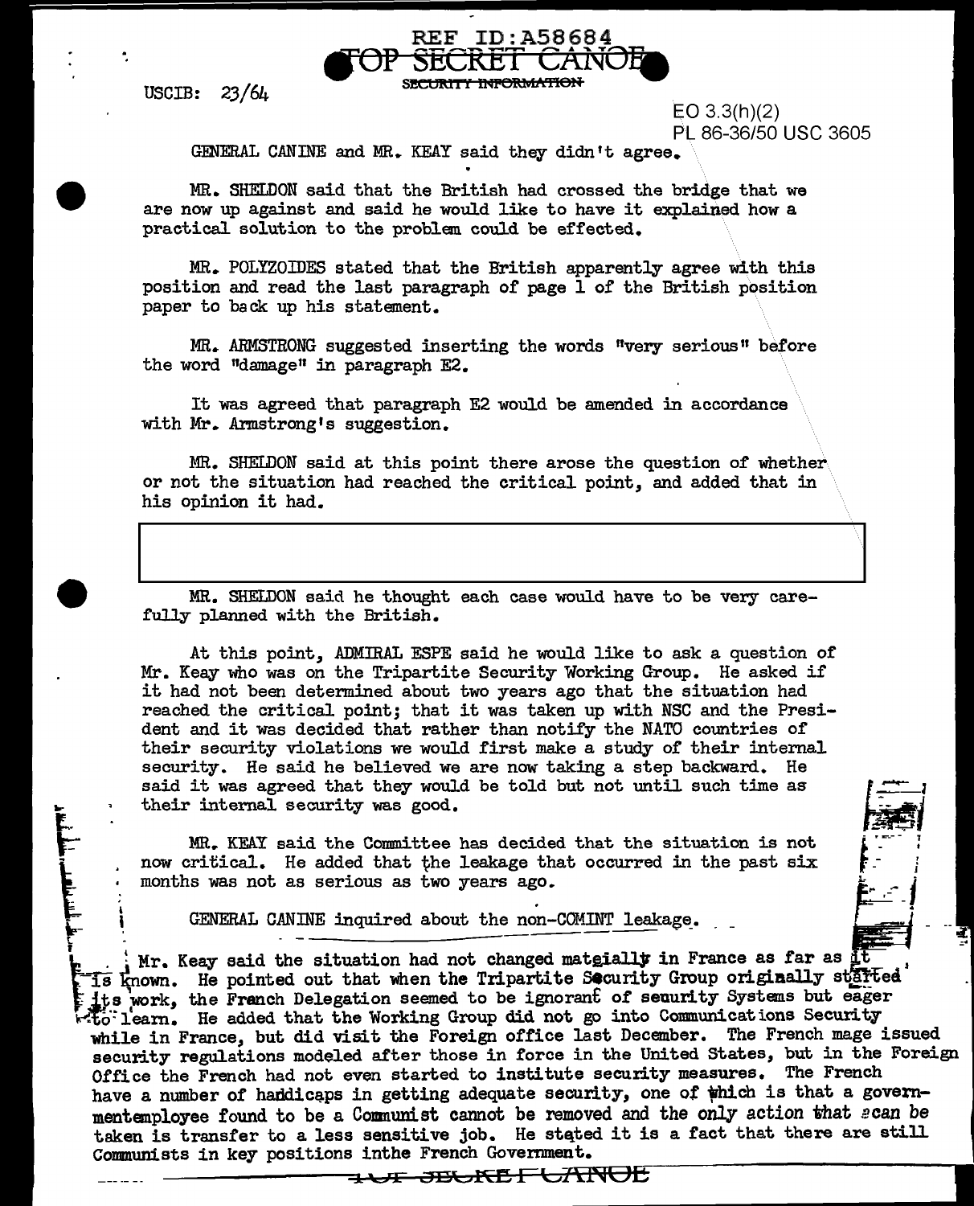USCIB: 23/64

REF ID:A58684

TOP SECRET CANOE

SECURITY INFORMATION

EO 3.3(h)(2)
PL 86-36/50 USC 3605

GENERAL CANINE and MR. KEAY said they didn't agree.

MR. SHELDON said that the British had crossed the bridge that we are now up against and said he would like to have it explained how a practical solution to the problem could be effected.

MR. POLYZOIDES stated that the British apparently agree with this position and read the last paragraph of page 1 of the British position paper to back up his statement.

MR. ARMSTRONG suggested inserting the words "very serious" before the word "damage" in paragraph E2.

It was agreed that paragraph E2 would be amended in accordance with Mr. Armstrong's suggestion.

MR. SHELDON said at this point there arose the question of whether or not the situation had reached the critical point, and added that in his opinion it had.

MR. SHELDON said he thought each case would have to be very carefully planned with the British.

At this point, ADMIRAL ESPE said he would like to ask a question of Mr. Keay who was on the Tripartite Security Working Group. He asked if it had not been determined about two years ago that the situation had reached the critical point; that it was taken up with NSC and the President and it was decided that rather than notify the NATO countries of their security violations we would first make a study of their internal security. He said he believed we are now taking a step backward. He said it was agreed that they would be told but not until such time as their internal security was good.

MR. KEAY said the Committee has decided that the situation is not now critical. He added that the leakage that occurred in the past six months was not as serious as two years ago.

GENERAL CANINE inquired about the non-COMINT leakage.

Mr. Keay said the situation had not changed materially in France as far as it is known. He pointed out that when the Tripartite Security Group originally started its work, the French Delegation seemed to be ignorant of security Systems but eager to learn. He added that the Working Group did not go into Communications Security while in France, but did visit the Foreign office last December. The French mage issued security regulations modeled after those in force in the United States, but in the Foreign Office the French had not even started to institute security measures. The French have a number of handicaps in getting adequate security, one of which is that a governmentemployee found to be a Communist cannot be removed and the only action that can be taken is transfer to a less sensitive job. He stated it is a fact that there are still Communists in key positions inthe French Government.

TOP SECRET CANOE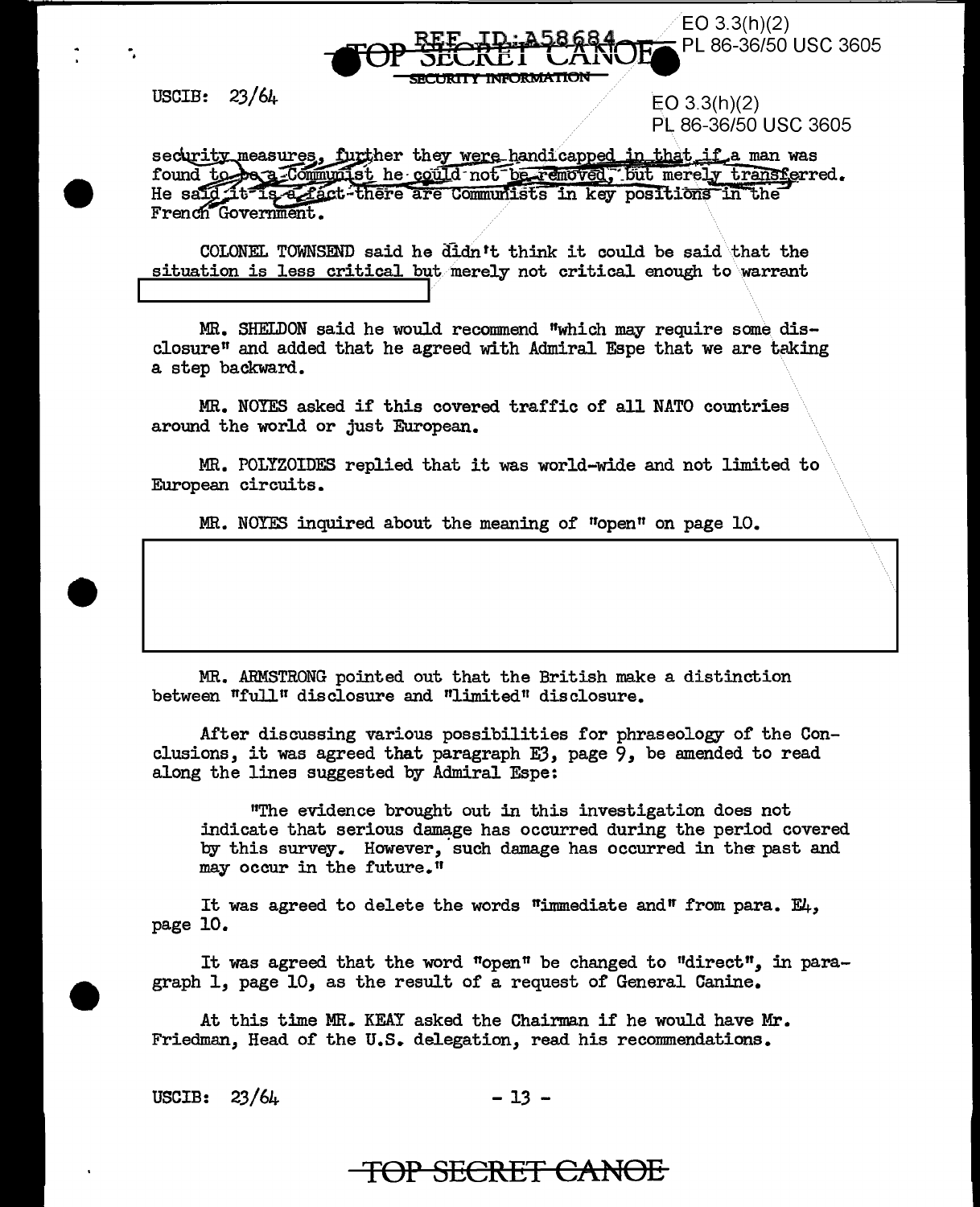security measures, further they were handicapped in that if a man was found to be a Communist he could not be removed, but merely transferred. He said it is a fact there are Communists in key positions in the French Government.

COLONEL TOWNSEND said he didn't think it could be said that the situation is less critical but merely not critical enough to warrant

MR. SHELDON said he would recommend "which may require some disclosure" and added that he agreed with Admiral Espe that we are taking a step backward.

MR. NOYES asked if this covered traffic of all NATO countries around the world or just European.

MR. POLYZOIDES replied that it was world-wide and not limited to European circuits.

MR. NOYES inquired about the meaning of "open" on page 10.

MR. ARMSTRONG pointed out that the British make a distinction between "full" disclosure and "limited" disclosure.

After discussing various possibilities for phraseology of the Conclusions, it was agreed that paragraph E3, page 9, be amended to read along the lines suggested by Admiral Espe:

> "The evidence brought out in this investigation does not indicate that serious damage has occurred during the period covered by this survey. However, such damage has occurred in the past and may occur in the future."

It was agreed to delete the words "immediate and" from para. E4, page 10.

It was agreed that the word "open" be changed to "direct", in paragraph 1, page 10, as the result of a request of General Canine.

At this time MR. KEAY asked the Chairman if he would have Mr. Friedman, Head of the U.S. delegation, read his recommendations.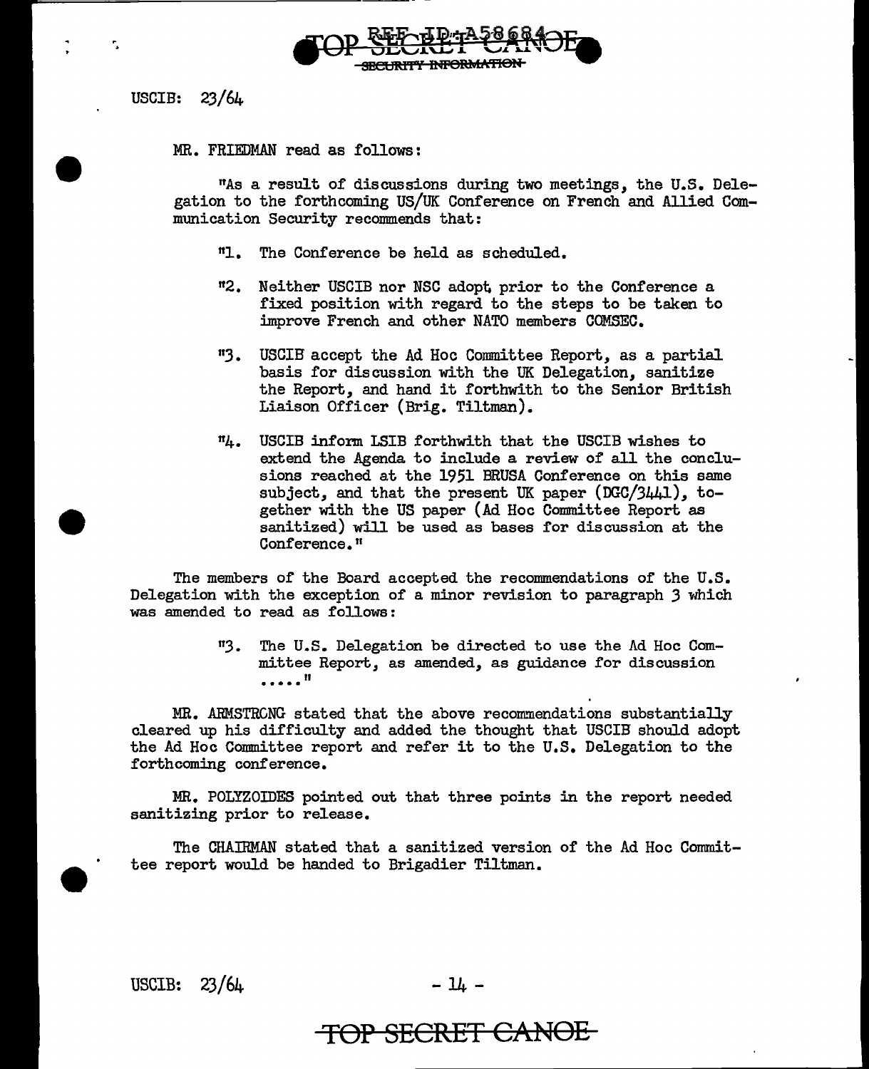USCIB: 23/64

MR. FRIEDMAN read as follows:

"As a result of discussions during two meetings, the U.S. Delegation to the forthcoming US/UK Conference on French and Allied Communication Security recommends that:

"1. The Conference be held as scheduled.

"2. Neither USCIB nor NSC adopt prior to the Conference a fixed position with regard to the steps to be taken to improve French and other NATO members COMSEC.

"3. USCIB accept the Ad Hoc Committee Report, as a partial basis for discussion with the UK Delegation, sanitize the Report, and hand it forthwith to the Senior British Liaison Officer (Brig. Tiltman).

"4. USCIB inform LSIB forthwith that the USCIB wishes to extend the Agenda to include a review of all the conclusions reached at the 1951 BRUSA Conference on this same subject, and that the present UK paper (DGC/3441), together with the US paper (Ad Hoc Committee Report as sanitized) will be used as bases for discussion at the Conference."

The members of the Board accepted the recommendations of the U.S. Delegation with the exception of a minor revision to paragraph 3 which was amended to read as follows:

"3. The U.S. Delegation be directed to use the Ad Hoc Committee Report, as amended, as guidance for discussion ....."

MR. ARMSTRONG stated that the above recommendations substantially cleared up his difficulty and added the thought that USCIB should adopt the Ad Hoc Committee report and refer it to the U.S. Delegation to the forthcoming conference.

MR. POLYZOIDES pointed out that three points in the report needed sanitizing prior to release.

The CHAIRMAN stated that a sanitized version of the Ad Hoc Committee report would be handed to Brigadier Tiltman.

USCIB: 23/64

TOP SECRET CANOE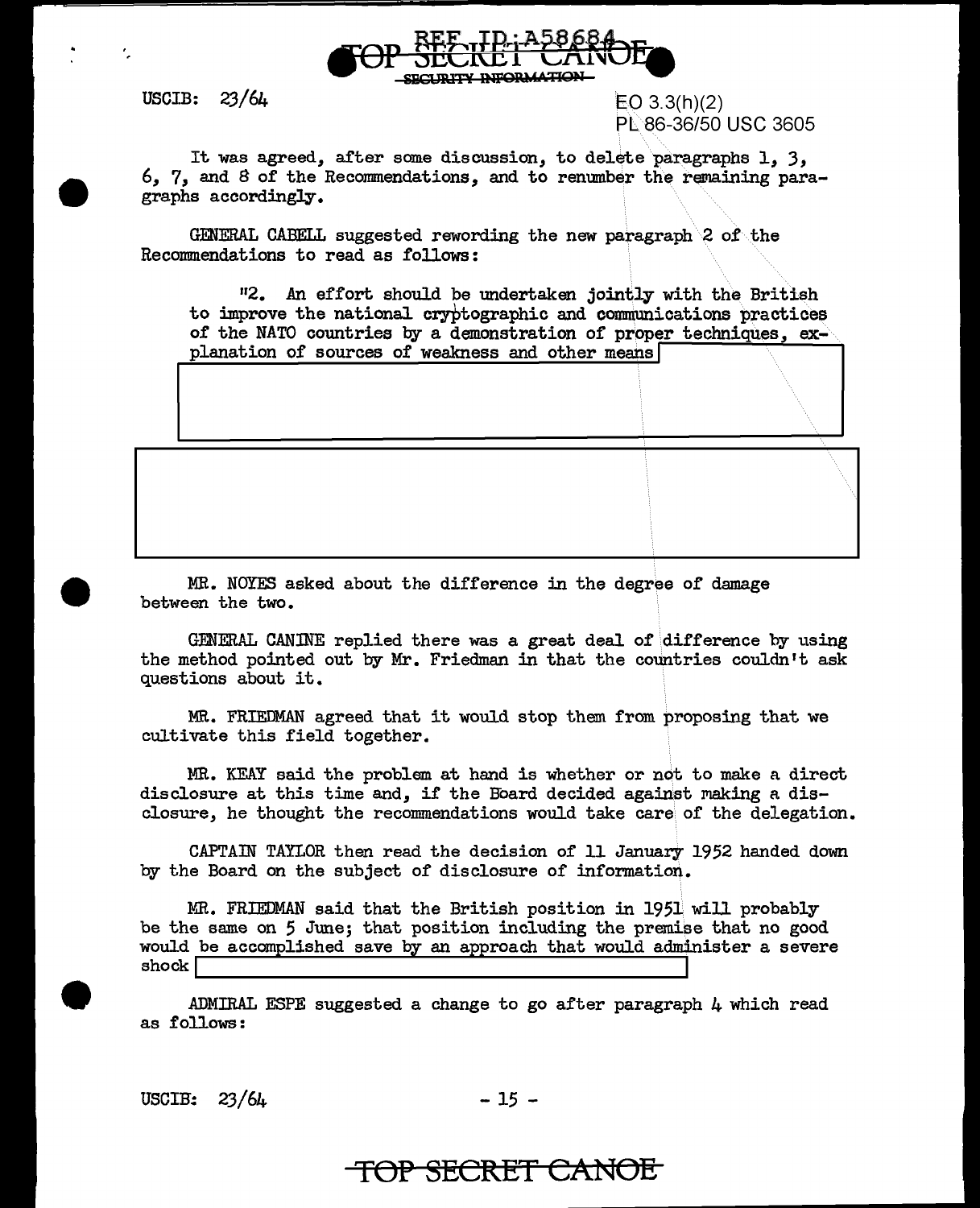USCIB: 23/64

EO 3.3(h)(2)
PL 86-36/50 USC 3605

It was agreed, after some discussion, to delete paragraphs 1, 3, 6, 7, and 8 of the Recommendations, and to renumber the remaining paragraphs accordingly.

GENERAL CABELL suggested rewording the new paragraph 2 of the Recommendations to read as follows:

> "2. An effort should be undertaken jointly with the British to improve the national cryptographic and communications practices of the NATO countries by a demonstration of proper techniques, explanation of sources of weakness and other means [REDACTED]

[REDACTED]

MR. NOYES asked about the difference in the degree of damage between the two.

GENERAL CANINE replied there was a great deal of difference by using the method pointed out by Mr. Friedman in that the countries couldn't ask questions about it.

MR. FRIEDMAN agreed that it would stop them from proposing that we cultivate this field together.

MR. KEAY said the problem at hand is whether or not to make a direct disclosure at this time and, if the Board decided against making a disclosure, he thought the recommendations would take care of the delegation.

CAPTAIN TAYLOR then read the decision of 11 January 1952 handed down by the Board on the subject of disclosure of information.

MR. FRIEDMAN said that the British position in 1951 will probably be the same on 5 June; that position including the premise that no good would be accomplished save by an approach that would administer a severe shock [REDACTED]

ADMIRAL ESPE suggested a change to go after paragraph 4 which read as follows:

USCIB: 23/64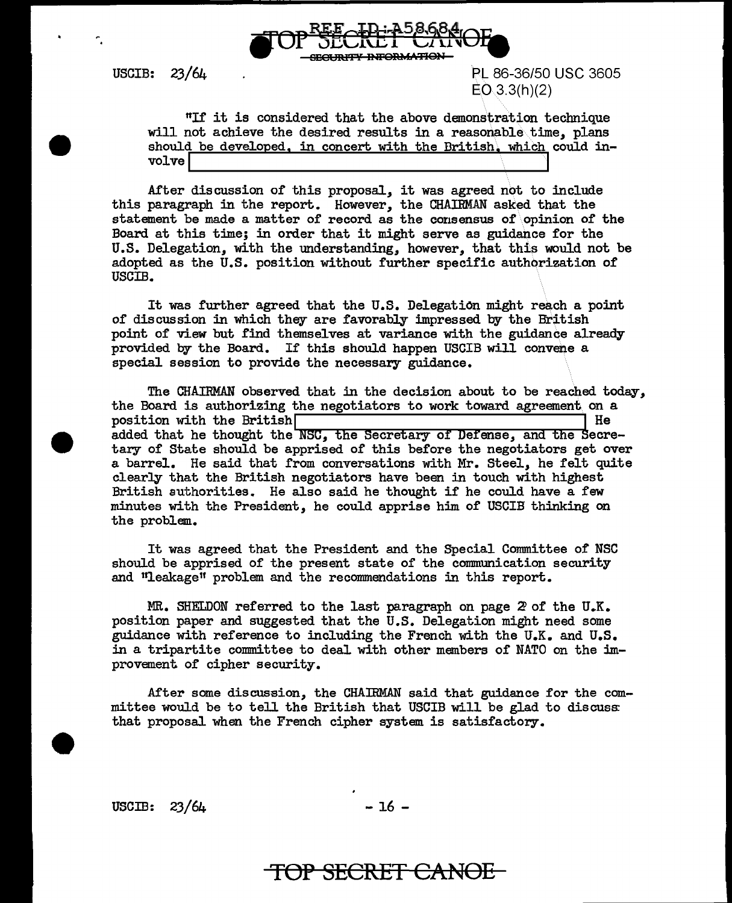PL 86-36/50 USC 3605
EO 3.3(h)(2)

"If it is considered that the above demonstration technique will not achieve the desired results in a reasonable time, plans should be developed, in concert with the British, which could involve [REDACTED]

After discussion of this proposal, it was agreed not to include this paragraph in the report. However, the CHAIRMAN asked that the statement be made a matter of record as the consensus of opinion of the Board at this time; in order that it might serve as guidance for the U.S. Delegation, with the understanding, however, that this would not be adopted as the U.S. position without further specific authorization of USCIB.

It was further agreed that the U.S. Delegation might reach a point of discussion in which they are favorably impressed by the British point of view but find themselves at variance with the guidance already provided by the Board. If this should happen USCIB will convene a special session to provide the necessary guidance.

The CHAIRMAN observed that in the decision about to be reached today, the Board is authorizing the negotiators to work toward agreement on a position with the British [REDACTED] He added that he thought the NSC, the Secretary of Defense, and the Secretary of State should be apprised of this before the negotiators get over a barrel. He said that from conversations with Mr. Steel, he felt quite clearly that the British negotiators have been in touch with highest British authorities. He also said he thought if he could have a few minutes with the President, he could apprise him of USCIB thinking on the problem.

It was agreed that the President and the Special Committee of NSC should be apprised of the present state of the communication security and "leakage" problem and the recommendations in this report.

MR. SHELDON referred to the last paragraph on page 2 of the U.K. position paper and suggested that the U.S. Delegation might need some guidance with reference to including the French with the U.K. and U.S. in a tripartite committee to deal with other members of NATO on the improvement of cipher security.

After some discussion, the CHAIRMAN said that guidance for the committee would be to tell the British that USCIB will be glad to discuss that proposal when the French cipher system is satisfactory.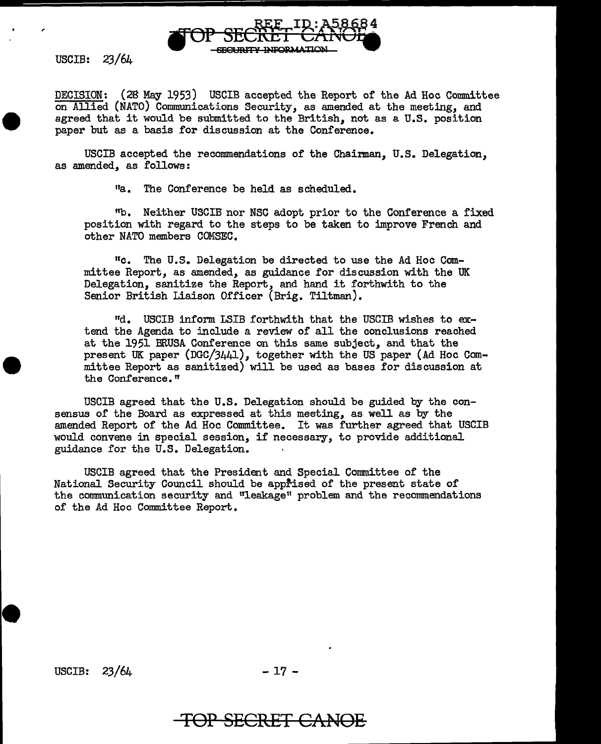DECISION: (28 May 1953) USCIB accepted the Report of the Ad Hoc Committee on Allied (NATO) Communications Security, as amended at the meeting, and agreed that it would be submitted to the British, not as a U.S. position paper but as a basis for discussion at the Conference.

USCIB accepted the recommendations of the Chairman, U.S. Delegation, as amended, as follows:

"a. The Conference be held as scheduled.

"b. Neither USCIB nor NSC adopt prior to the Conference a fixed position with regard to the steps to be taken to improve French and other NATO members COMSEC.

"c. The U.S. Delegation be directed to use the Ad Hoc Committee Report, as amended, as guidance for discussion with the UK Delegation, sanitize the Report, and hand it forthwith to the Senior British Liaison Officer (Brig. Tiltman).

"d. USCIB inform LSIB forthwith that the USCIB wishes to extend the Agenda to include a review of all the conclusions reached at the 1951 BRUSA Conference on this same subject, and that the present UK paper (DGC/3441), together with the US paper (Ad Hoc Committee Report as sanitized) will be used as bases for discussion at the Conference."

USCIB agreed that the U.S. Delegation should be guided by the consensus of the Board as expressed at this meeting, as well as by the amended Report of the Ad Hoc Committee. It was further agreed that USCIB would convene in special session, if necessary, to provide additional guidance for the U.S. Delegation.

USCIB agreed that the President and Special Committee of the National Security Council should be apprised of the present state of the communication security and "leakage" problem and the recommendations of the Ad Hoc Committee Report.